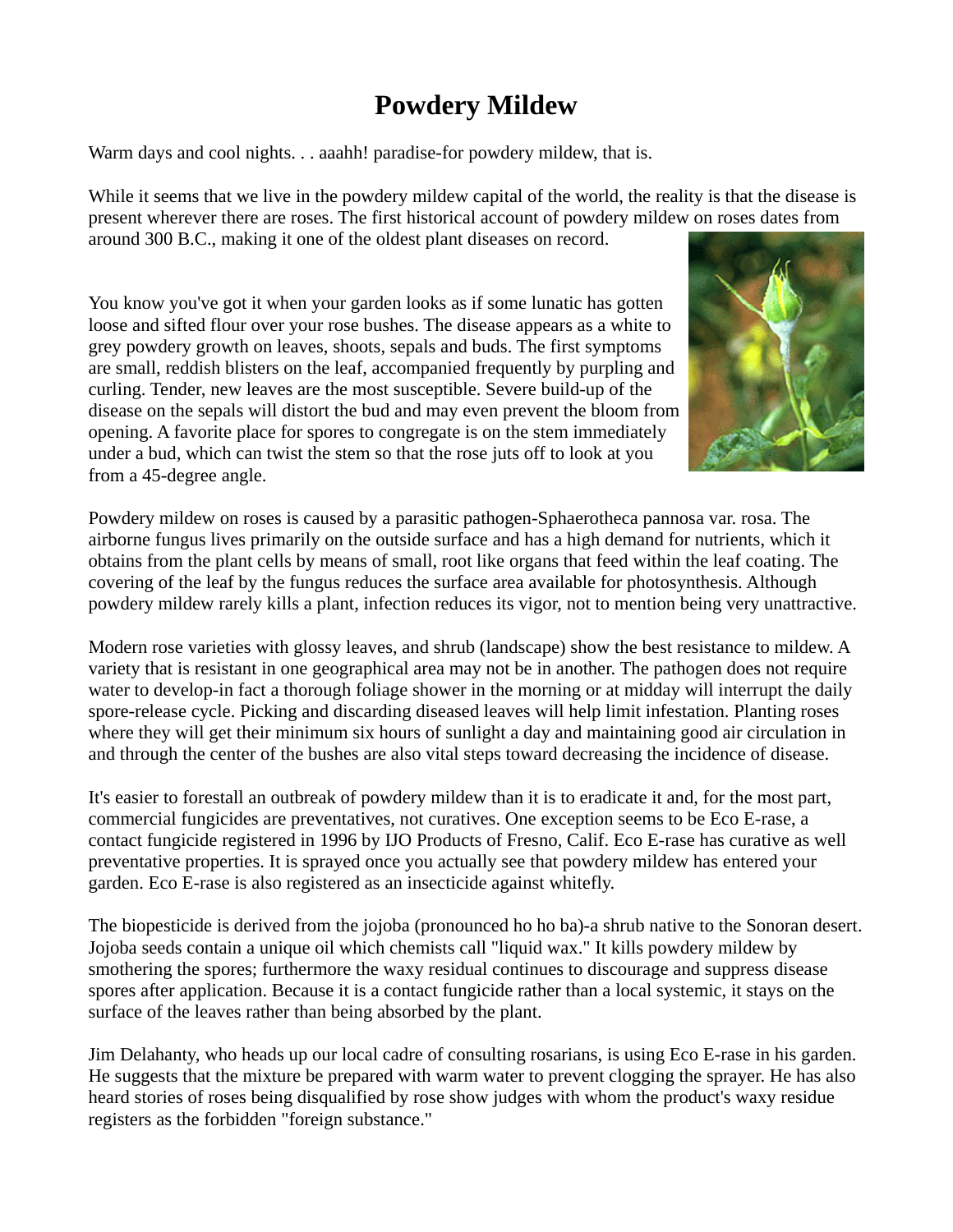# Powdery Mildew

Warm days and cool nights. . . aaahh! paradise-for powdery mildew, that is.

While it seems that we live in the powdery mildew capital of the world, the reality is that the disease is present wherever there are roses. The first historical account of powdery mildew on roses dates from around 300 B.C., making it one of the oldest plant diseases on record.

You know you've got it when your garden looks as if some lunatic has gotten loose and sifted flour over your rose bushes. The disease appears as a white to grey powdery growth on leaves, shoots, sepals and buds. The first symptoms are small, reddish blisters on the leaf, accompanied frequently by purpling and curling. Tender, new leaves are the most susceptible. Severe build-up of the disease on the sepals will distort the bud and may even prevent the bloom from opening. A favorite place for spores to congregate is on the stem immediately under a bud, which can twist the stem so that the rose juts off to look at you from a 45-degree angle.

Powdery mildew on roses is caused by a parasitic pathogen-Sphaerotheca pannosa var. rosa. The airborne fungus lives primarily on the outside surface and has a high demand for nutrients, which it obtains from the plant cells by means of small, root like organs that feed within the leaf coating. The covering of the leaf by the fungus reduces the surface area available for photosynthesis. Although powdery mildew rarely kills a plant, infection reduces its vigor, not to mention being very unattractive.

Modern rose varieties with glossy leaves, and shrub (landscape) show the best resistance to mildew. A variety that is resistant in one geographical area may not be in another. The pathogen does not require water to develop-in fact a thorough foliage shower in the morning or at midday will interrupt the daily spore-release cycle. Picking and discarding diseased leaves will help limit infestation. Planting roses where they will get their minimum six hours of sunlight a day and maintaining good air circulation in and through the center of the bushes are also vital steps toward decreasing the incidence of disease.

It's easier to forestall an outbreak of powdery mildew than it is to eradicate it and, for the most part, commercial fungicides are preventatives, not curatives. One exception seems to be Eco E-rase, a contact fungicide registered in 1996 by IJO Products of Fresno, Calif. Eco E-rase has curative as well preventative properties. It is sprayed once you actually see that powdery mildew has entered your garden. Eco E-rase is also registered as an insecticide against whitefly.

The biopesticide is derived from the jojoba (pronounced ho ho ba)-a shrub native to the Sonoran desert. Jojoba seeds contain a unique oil which chemists call "liquid wax." It kills powdery mildew by smothering the spores; furthermore the waxy residual continues to discourage and suppress disease spores after application. Because it is a contact fungicide rather than a local systemic, it stays on the surface of the leaves rather than being absorbed by the plant.

Jim Delahanty, who heads up our local cadre of consulting rosarians, is using Eco E-rase in his garden. He suggests that the mixture be prepared with warm water to prevent clogging the sprayer. He has also heard stories of roses being disqualified by rose show judges with whom the product's waxy residue registers as the forbidden "foreign substance."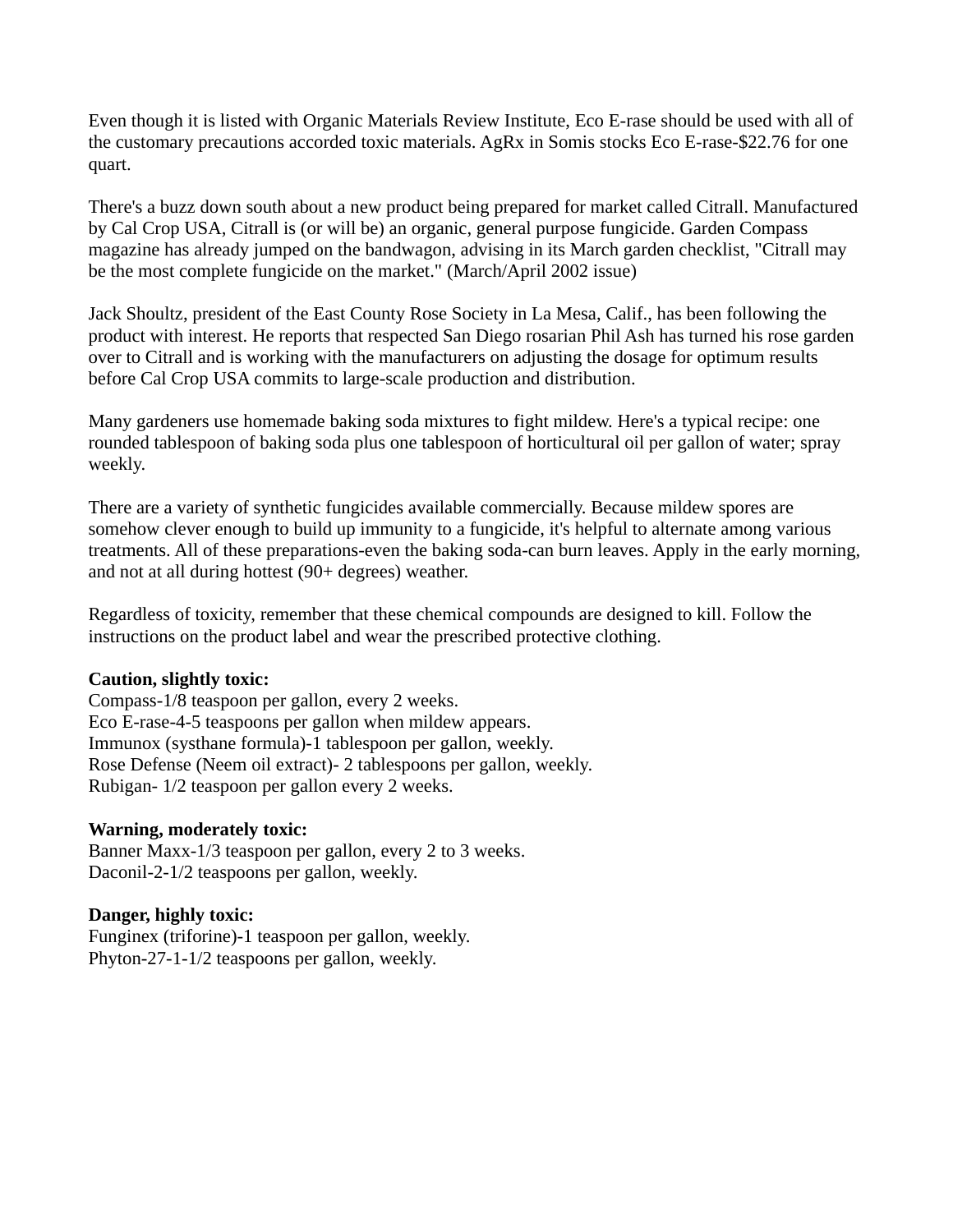Even though it is listed with Organic Materials Review Institute, Eco E-rase should be used with all of the customary precautions accorded toxic materials. AgRx in Somis stocks Eco E-rase-$22.76 for one quart.

There's a buzz down south about a new product being prepared for market called Citrall. Manufactured by Cal Crop USA, Citrall is (or will be) an organic, general purpose fungicide. Garden Compass magazine has already jumped on the bandwagon, advising in its March garden checklist, "Citrall may be the most complete fungicide on the market." (March/April 2002 issue)

Jack Shoultz, president of the East County Rose Society in La Mesa, Calif., has been following the product with interest. He reports that respected San Diego rosarian Phil Ash has turned his rose garden over to Citrall and is working with the manufacturers on adjusting the dosage for optimum results before Cal Crop USA commits to large-scale production and distribution.

Many gardeners use homemade baking soda mixtures to fight mildew. Here's a typical recipe: one rounded tablespoon of baking soda plus one tablespoon of horticultural oil per gallon of water; spray weekly.

There are a variety of synthetic fungicides available commercially. Because mildew spores are somehow clever enough to build up immunity to a fungicide, it's helpful to alternate among various treatments. All of these preparations-even the baking soda-can burn leaves. Apply in the early morning, and not at all during hottest (90+ degrees) weather.

Regardless of toxicity, remember that these chemical compounds are designed to kill. Follow the instructions on the product label and wear the prescribed protective clothing.

**Caution, slightly toxic:**
Compass-1/8 teaspoon per gallon, every 2 weeks.
Eco E-rase-4-5 teaspoons per gallon when mildew appears.
Immunox (systhane formula)-1 tablespoon per gallon, weekly.
Rose Defense (Neem oil extract)- 2 tablespoons per gallon, weekly.
Rubigan- 1/2 teaspoon per gallon every 2 weeks.

**Warning, moderately toxic:**
Banner Maxx-1/3 teaspoon per gallon, every 2 to 3 weeks.
Daconil-2-1/2 teaspoons per gallon, weekly.

**Danger, highly toxic:**
Funginex (triforine)-1 teaspoon per gallon, weekly.
Phyton-27-1-1/2 teaspoons per gallon, weekly.